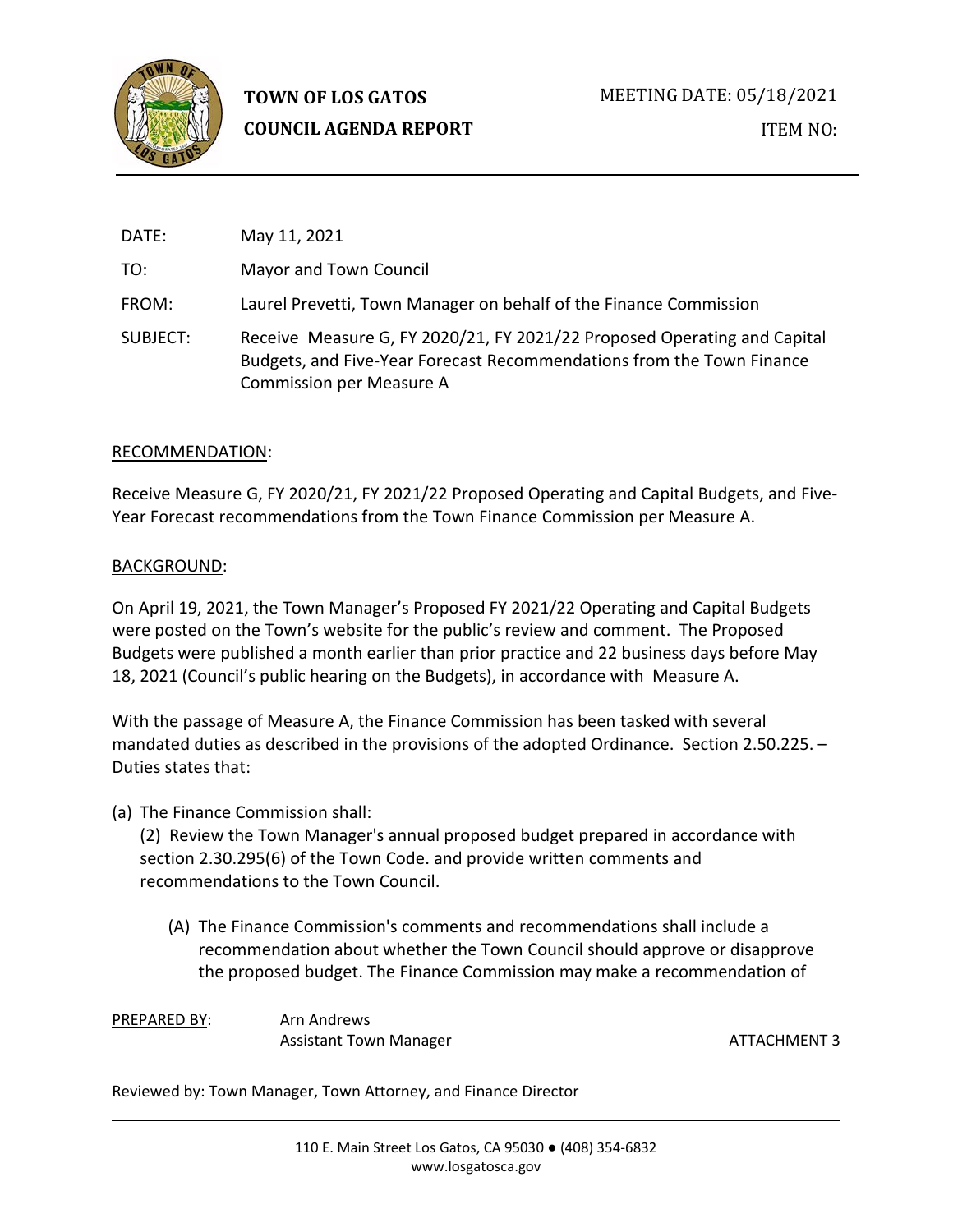**TOWN OF LOS GATOS**
**COUNCIL AGENDA REPORT**

MEETING DATE: 05/18/2021

ITEM NO:

DATE: May 11, 2021

TO: Mayor and Town Council

FROM: Laurel Prevetti, Town Manager on behalf of the Finance Commission

SUBJECT: Receive Measure G, FY 2020/21, FY 2021/22 Proposed Operating and Capital Budgets, and Five-Year Forecast Recommendations from the Town Finance Commission per Measure A

RECOMMENDATION:

Receive Measure G, FY 2020/21, FY 2021/22 Proposed Operating and Capital Budgets, and Five-Year Forecast recommendations from the Town Finance Commission per Measure A.

BACKGROUND:

On April 19, 2021, the Town Manager's Proposed FY 2021/22 Operating and Capital Budgets were posted on the Town's website for the public's review and comment. The Proposed Budgets were published a month earlier than prior practice and 22 business days before May 18, 2021 (Council's public hearing on the Budgets), in accordance with Measure A.

With the passage of Measure A, the Finance Commission has been tasked with several mandated duties as described in the provisions of the adopted Ordinance. Section 2.50.225. – Duties states that:

(a) The Finance Commission shall:

(2) Review the Town Manager's annual proposed budget prepared in accordance with section 2.30.295(6) of the Town Code. and provide written comments and recommendations to the Town Council.

(A) The Finance Commission's comments and recommendations shall include a recommendation about whether the Town Council should approve or disapprove the proposed budget. The Finance Commission may make a recommendation of

PREPARED BY: Arn Andrews
Assistant Town Manager

ATTACHMENT 3

Reviewed by: Town Manager, Town Attorney, and Finance Director

110 E. Main Street Los Gatos, CA 95030 ● (408) 354-6832
www.losgatosca.gov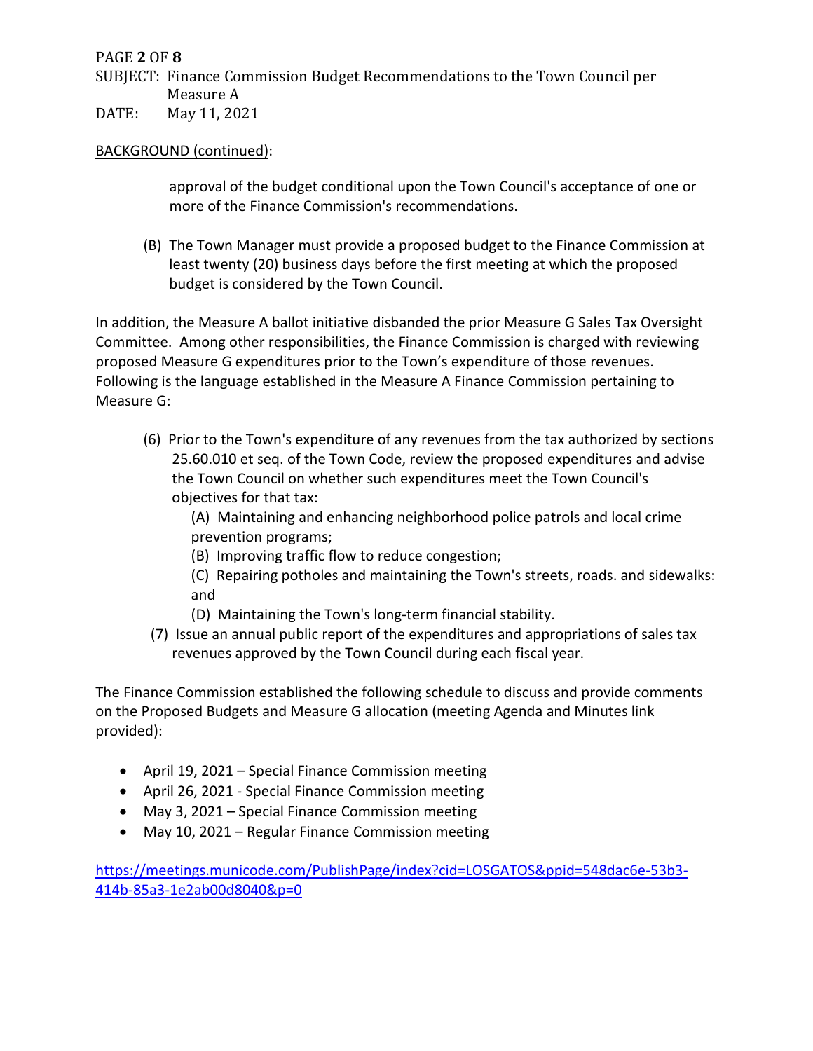BACKGROUND (continued):

approval of the budget conditional upon the Town Council's acceptance of one or more of the Finance Commission's recommendations.

(B) The Town Manager must provide a proposed budget to the Finance Commission at least twenty (20) business days before the first meeting at which the proposed budget is considered by the Town Council.

In addition, the Measure A ballot initiative disbanded the prior Measure G Sales Tax Oversight Committee. Among other responsibilities, the Finance Commission is charged with reviewing proposed Measure G expenditures prior to the Town's expenditure of those revenues. Following is the language established in the Measure A Finance Commission pertaining to Measure G:

(6) Prior to the Town's expenditure of any revenues from the tax authorized by sections 25.60.010 et seq. of the Town Code, review the proposed expenditures and advise the Town Council on whether such expenditures meet the Town Council's objectives for that tax:

(A) Maintaining and enhancing neighborhood police patrols and local crime prevention programs;

(B) Improving traffic flow to reduce congestion;

(C) Repairing potholes and maintaining the Town's streets, roads. and sidewalks: and

(D) Maintaining the Town's long-term financial stability.

(7) Issue an annual public report of the expenditures and appropriations of sales tax revenues approved by the Town Council during each fiscal year.

The Finance Commission established the following schedule to discuss and provide comments on the Proposed Budgets and Measure G allocation (meeting Agenda and Minutes link provided):

- April 19, 2021 – Special Finance Commission meeting
- April 26, 2021 - Special Finance Commission meeting
- May 3, 2021 – Special Finance Commission meeting
- May 10, 2021 – Regular Finance Commission meeting

https://meetings.municode.com/PublishPage/index?cid=LOSGATOS&ppid=548dac6e-53b3-414b-85a3-1e2ab00d8040&p=0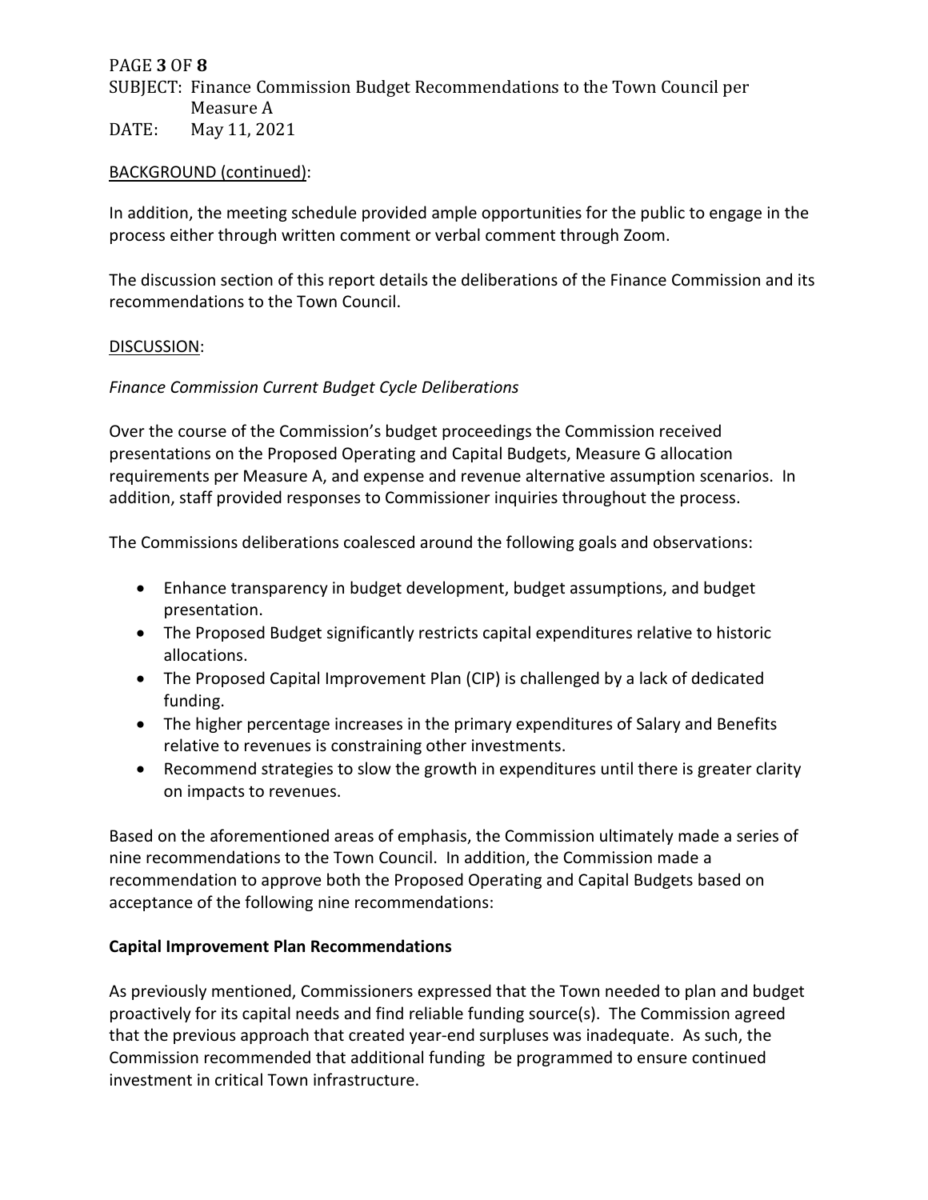BACKGROUND (continued):

In addition, the meeting schedule provided ample opportunities for the public to engage in the process either through written comment or verbal comment through Zoom.

The discussion section of this report details the deliberations of the Finance Commission and its recommendations to the Town Council.

DISCUSSION:

*Finance Commission Current Budget Cycle Deliberations*

Over the course of the Commission's budget proceedings the Commission received presentations on the Proposed Operating and Capital Budgets, Measure G allocation requirements per Measure A, and expense and revenue alternative assumption scenarios. In addition, staff provided responses to Commissioner inquiries throughout the process.

The Commissions deliberations coalesced around the following goals and observations:

- Enhance transparency in budget development, budget assumptions, and budget presentation.
- The Proposed Budget significantly restricts capital expenditures relative to historic allocations.
- The Proposed Capital Improvement Plan (CIP) is challenged by a lack of dedicated funding.
- The higher percentage increases in the primary expenditures of Salary and Benefits relative to revenues is constraining other investments.
- Recommend strategies to slow the growth in expenditures until there is greater clarity on impacts to revenues.

Based on the aforementioned areas of emphasis, the Commission ultimately made a series of nine recommendations to the Town Council. In addition, the Commission made a recommendation to approve both the Proposed Operating and Capital Budgets based on acceptance of the following nine recommendations:

**Capital Improvement Plan Recommendations**

As previously mentioned, Commissioners expressed that the Town needed to plan and budget proactively for its capital needs and find reliable funding source(s). The Commission agreed that the previous approach that created year-end surpluses was inadequate. As such, the Commission recommended that additional funding be programmed to ensure continued investment in critical Town infrastructure.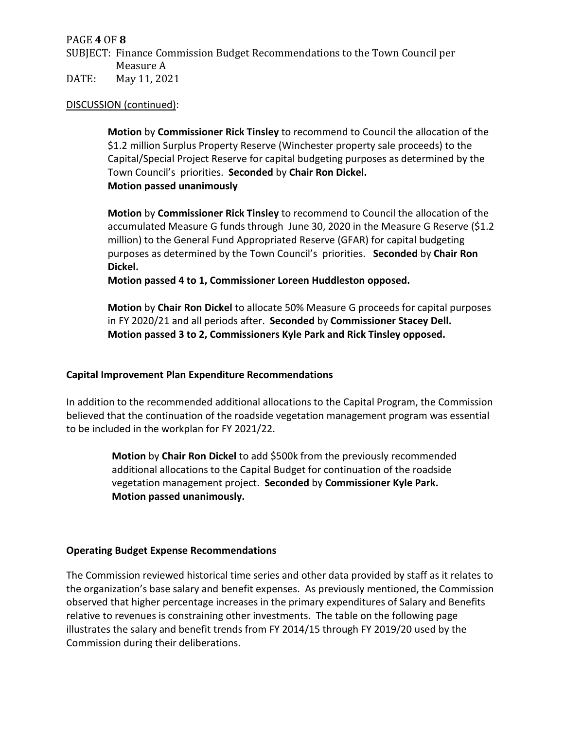DISCUSSION (continued):

**Motion** by **Commissioner Rick Tinsley** to recommend to Council the allocation of the $1.2 million Surplus Property Reserve (Winchester property sale proceeds) to the Capital/Special Project Reserve for capital budgeting purposes as determined by the Town Council's priorities. **Seconded** by **Chair Ron Dickel.**
**Motion passed unanimously**

**Motion** by **Commissioner Rick Tinsley** to recommend to Council the allocation of the accumulated Measure G funds through June 30, 2020 in the Measure G Reserve ($1.2 million) to the General Fund Appropriated Reserve (GFAR) for capital budgeting purposes as determined by the Town Council's priorities. **Seconded** by **Chair Ron Dickel.**
**Motion passed 4 to 1, Commissioner Loreen Huddleston opposed.**

**Motion** by **Chair Ron Dickel** to allocate 50% Measure G proceeds for capital purposes in FY 2020/21 and all periods after. **Seconded** by **Commissioner Stacey Dell.**
**Motion passed 3 to 2, Commissioners Kyle Park and Rick Tinsley opposed.**

### Capital Improvement Plan Expenditure Recommendations

In addition to the recommended additional allocations to the Capital Program, the Commission believed that the continuation of the roadside vegetation management program was essential to be included in the workplan for FY 2021/22.

**Motion** by **Chair Ron Dickel** to add $500k from the previously recommended additional allocations to the Capital Budget for continuation of the roadside vegetation management project. **Seconded** by **Commissioner Kyle Park.**
**Motion passed unanimously.**

### Operating Budget Expense Recommendations

The Commission reviewed historical time series and other data provided by staff as it relates to the organization's base salary and benefit expenses. As previously mentioned, the Commission observed that higher percentage increases in the primary expenditures of Salary and Benefits relative to revenues is constraining other investments. The table on the following page illustrates the salary and benefit trends from FY 2014/15 through FY 2019/20 used by the Commission during their deliberations.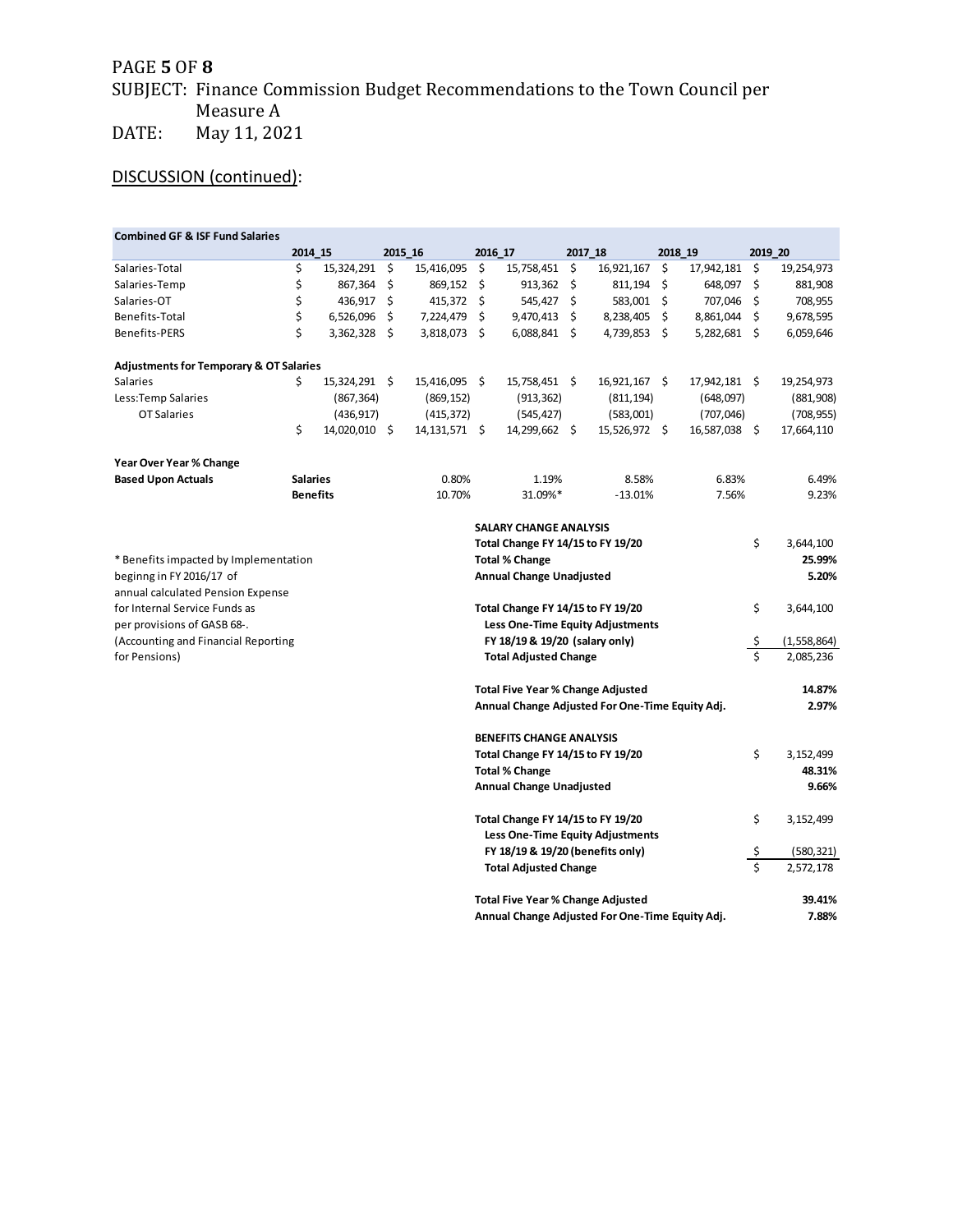SUBJECT: Finance Commission Budget Recommendations to the Town Council per Measure A
DATE: May 11, 2021

## DISCUSSION (continued):

| **Combined GF & ISF Fund Salaries** | **2014_15** | **2015_16** | **2016_17** | **2017_18** | **2018_19** | **2019_20** |
|---|---|---|---|---|---|---|
| Salaries-Total | $ 15,324,291 | $ 15,416,095 | $ 15,758,451 | $ 16,921,167 | $ 17,942,181 | $ 19,254,973 |
| Salaries-Temp | $ 867,364 | $ 869,152 | $ 913,362 | $ 811,194 | $ 648,097 | $ 881,908 |
| Salaries-OT | $ 436,917 | $ 415,372 | $ 545,427 | $ 583,001 | $ 707,046 | $ 708,955 |
| Benefits-Total | $ 6,526,096 | $ 7,224,479 | $ 9,470,413 | $ 8,238,405 | $ 8,861,044 | $ 9,678,595 |
| Benefits-PERS | $ 3,362,328 | $ 3,818,073 | $ 6,088,841 | $ 4,739,853 | $ 5,282,681 | $ 6,059,646 |
| | | | | | | |
| **Adjustments for Temporary & OT Salaries** | | | | | | |
| Salaries | $ 15,324,291 | $ 15,416,095 | $ 15,758,451 | $ 16,921,167 | $ 17,942,181 | $ 19,254,973 |
| Less:Temp Salaries | (867,364) | (869,152) | (913,362) | (811,194) | (648,097) | (881,908) |
| OT Salaries | (436,917) | (415,372) | (545,427) | (583,001) | (707,046) | (708,955) |
| | $ 14,020,010 | $ 14,131,571 | $ 14,299,662 | $ 15,526,972 | $ 16,587,038 | $ 17,664,110 |
| | | | | | | |
| **Year Over Year % Change** | | | | | | |
| **Based Upon Actuals** | **Salaries** | 0.80% | 1.19% | 8.58% | 6.83% | 6.49% |
| | **Benefits** | 10.70% | 31.09%* | -13.01% | 7.56% | 9.23% |

\* Benefits impacted by Implementation beginng in FY 2016/17 of annual calculated Pension Expense for Internal Service Funds as per provisions of GASB 68-. (Accounting and Financial Reporting for Pensions)

| **SALARY CHANGE ANALYSIS** | |
|---|---|
| **Total Change FY 14/15 to FY 19/20** | $ 3,644,100 |
| **Total % Change** | **25.99%** |
| **Annual Change Unadjusted** | **5.20%** |
| | |
| **Total Change FY 14/15 to FY 19/20** | $ 3,644,100 |
| **Less One-Time Equity Adjustments** | |
| **FY 18/19 & 19/20 (salary only)** | $ (1,558,864) |
| **Total Adjusted Change** | $ 2,085,236 |
| | |
| **Total Five Year % Change Adjusted** | **14.87%** |
| **Annual Change Adjusted For One-Time Equity Adj.** | **2.97%** |

| **BENEFITS CHANGE ANALYSIS** | |
|---|---|
| **Total Change FY 14/15 to FY 19/20** | $ 3,152,499 |
| **Total % Change** | **48.31%** |
| **Annual Change Unadjusted** | **9.66%** |
| | |
| **Total Change FY 14/15 to FY 19/20** | $ 3,152,499 |
| **Less One-Time Equity Adjustments** | |
| **FY 18/19 & 19/20 (benefits only)** | $ (580,321) |
| **Total Adjusted Change** | $ 2,572,178 |
| | |
| **Total Five Year % Change Adjusted** | **39.41%** |
| **Annual Change Adjusted For One-Time Equity Adj.** | **7.88%** |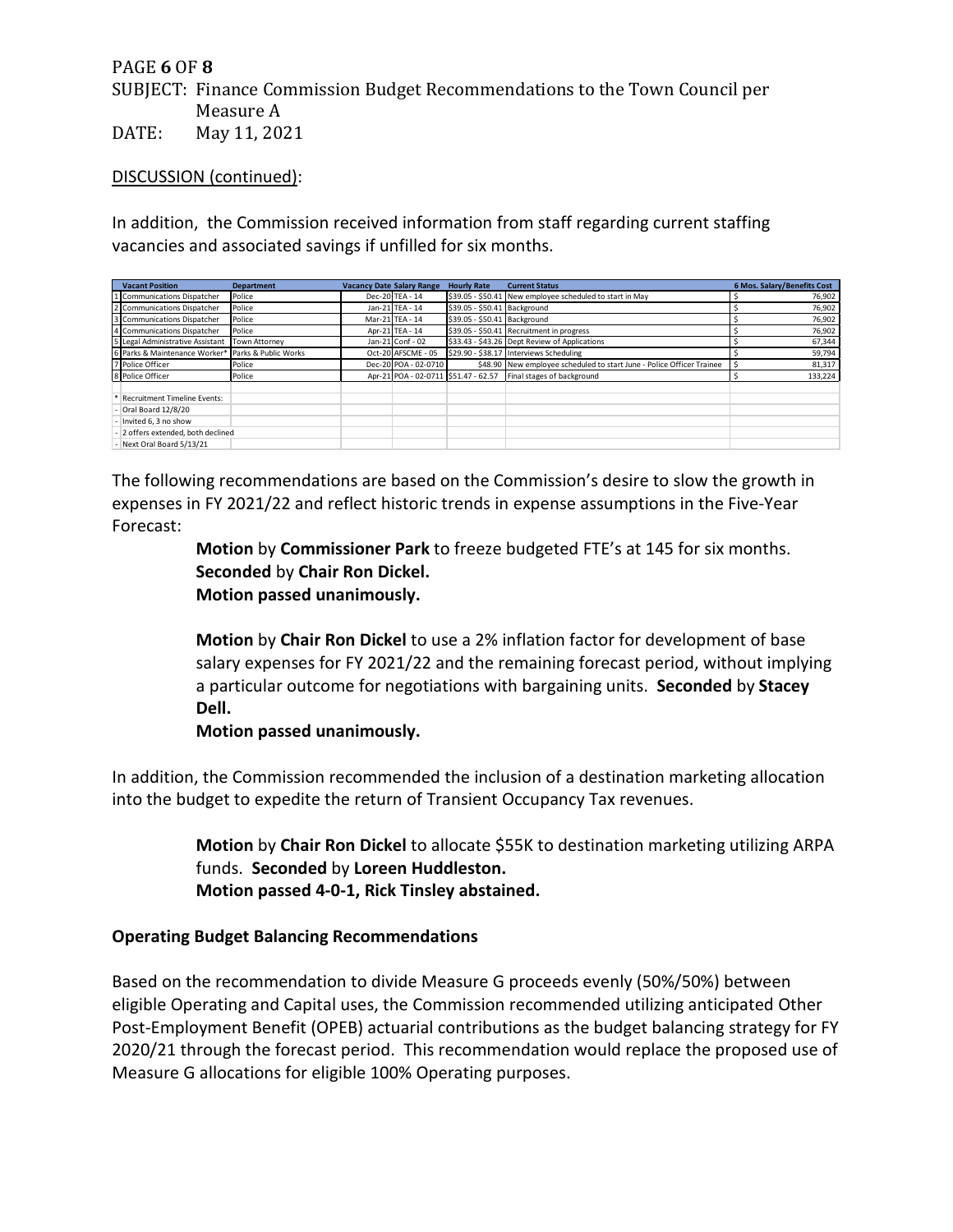PAGE **6** OF **8**
SUBJECT: Finance Commission Budget Recommendations to the Town Council per Measure A
DATE: May 11, 2021

DISCUSSION (continued):

In addition, the Commission received information from staff regarding current staffing vacancies and associated savings if unfilled for six months.

| | Vacant Position | Department | Vacancy Date | Salary Range | Hourly Rate | Current Status | 6 Mos. Salary/Benefits Cost |
|---|---|---|---|---|---|---|---|
| 1 | Communications Dispatcher | Police | Dec-20 | TEA - 14 | $39.05 - $50.41 | New employee scheduled to start in May | $ 76,902 |
| 2 | Communications Dispatcher | Police | Jan-21 | TEA - 14 | $39.05 - $50.41 | Background | $ 76,902 |
| 3 | Communications Dispatcher | Police | Mar-21 | TEA - 14 | $39.05 - $50.41 | Background | $ 76,902 |
| 4 | Communications Dispatcher | Police | Apr-21 | TEA - 14 | $39.05 - $50.41 | Recruitment in progress | $ 76,902 |
| 5 | Legal Administrative Assistant | Town Attorney | Jan-21 | Conf - 02 | $33.43 - $43.26 | Dept Review of Applications | $ 67,344 |
| 6 | Parks & Maintenance Worker* | Parks & Public Works | Oct-20 | AFSCME - 05 | $29.90 - $38.17 | Interviews Scheduling | $ 59,794 |
| 7 | Police Officer | Police | Dec-20 | POA - 02-0710 | $48.90 | New employee scheduled to start June - Police Officer Trainee | $ 81,317 |
| 8 | Police Officer | Police | Apr-21 | POA - 02-0711 | $51.47 - 62.57 | Final stages of background | $ 133,224 |
| | | | | | | | |
| * | Recruitment Timeline Events: | | | | | | |
| - | Oral Board 12/8/20 | | | | | | |
| - | Invited 6, 3 no show | | | | | | |
| - | 2 offers extended, both declined | | | | | | |
| - | Next Oral Board 5/13/21 | | | | | | |

The following recommendations are based on the Commission's desire to slow the growth in expenses in FY 2021/22 and reflect historic trends in expense assumptions in the Five-Year Forecast:

> **Motion** by **Commissioner Park** to freeze budgeted FTE's at 145 for six months.
> **Seconded** by **Chair Ron Dickel.**
> **Motion passed unanimously.**
>
> **Motion** by **Chair Ron Dickel** to use a 2% inflation factor for development of base salary expenses for FY 2021/22 and the remaining forecast period, without implying a particular outcome for negotiations with bargaining units. **Seconded** by **Stacey Dell.**
> **Motion passed unanimously.**

In addition, the Commission recommended the inclusion of a destination marketing allocation into the budget to expedite the return of Transient Occupancy Tax revenues.

> **Motion** by **Chair Ron Dickel** to allocate $55K to destination marketing utilizing ARPA funds. **Seconded** by **Loreen Huddleston.**
> **Motion passed 4-0-1, Rick Tinsley abstained.**

**Operating Budget Balancing Recommendations**

Based on the recommendation to divide Measure G proceeds evenly (50%/50%) between eligible Operating and Capital uses, the Commission recommended utilizing anticipated Other Post-Employment Benefit (OPEB) actuarial contributions as the budget balancing strategy for FY 2020/21 through the forecast period. This recommendation would replace the proposed use of Measure G allocations for eligible 100% Operating purposes.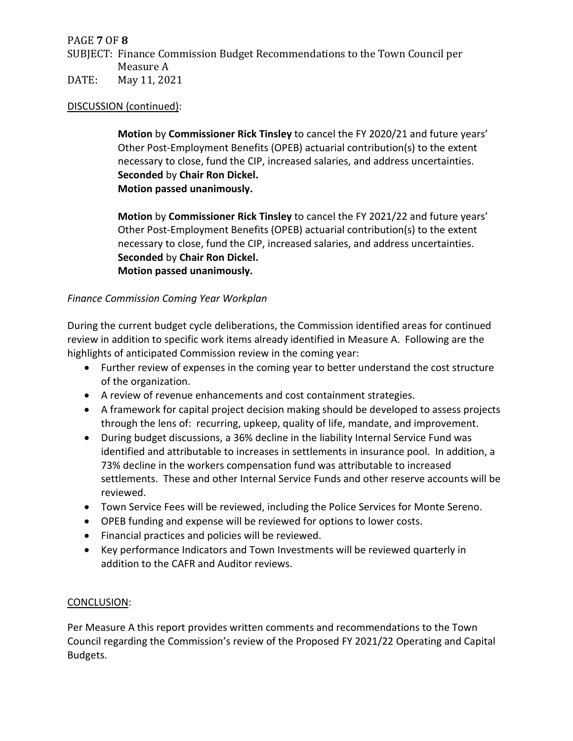DISCUSSION (continued):

**Motion** by **Commissioner Rick Tinsley** to cancel the FY 2020/21 and future years' Other Post-Employment Benefits (OPEB) actuarial contribution(s) to the extent necessary to close, fund the CIP, increased salaries, and address uncertainties.
**Seconded** by **Chair Ron Dickel.**
**Motion passed unanimously.**

**Motion** by **Commissioner Rick Tinsley** to cancel the FY 2021/22 and future years' Other Post-Employment Benefits (OPEB) actuarial contribution(s) to the extent necessary to close, fund the CIP, increased salaries, and address uncertainties.
**Seconded** by **Chair Ron Dickel.**
**Motion passed unanimously.**

*Finance Commission Coming Year Workplan*

During the current budget cycle deliberations, the Commission identified areas for continued review in addition to specific work items already identified in Measure A. Following are the highlights of anticipated Commission review in the coming year:

- Further review of expenses in the coming year to better understand the cost structure of the organization.
- A review of revenue enhancements and cost containment strategies.
- A framework for capital project decision making should be developed to assess projects through the lens of: recurring, upkeep, quality of life, mandate, and improvement.
- During budget discussions, a 36% decline in the liability Internal Service Fund was identified and attributable to increases in settlements in insurance pool. In addition, a 73% decline in the workers compensation fund was attributable to increased settlements. These and other Internal Service Funds and other reserve accounts will be reviewed.
- Town Service Fees will be reviewed, including the Police Services for Monte Sereno.
- OPEB funding and expense will be reviewed for options to lower costs.
- Financial practices and policies will be reviewed.
- Key performance Indicators and Town Investments will be reviewed quarterly in addition to the CAFR and Auditor reviews.

CONCLUSION:

Per Measure A this report provides written comments and recommendations to the Town Council regarding the Commission's review of the Proposed FY 2021/22 Operating and Capital Budgets.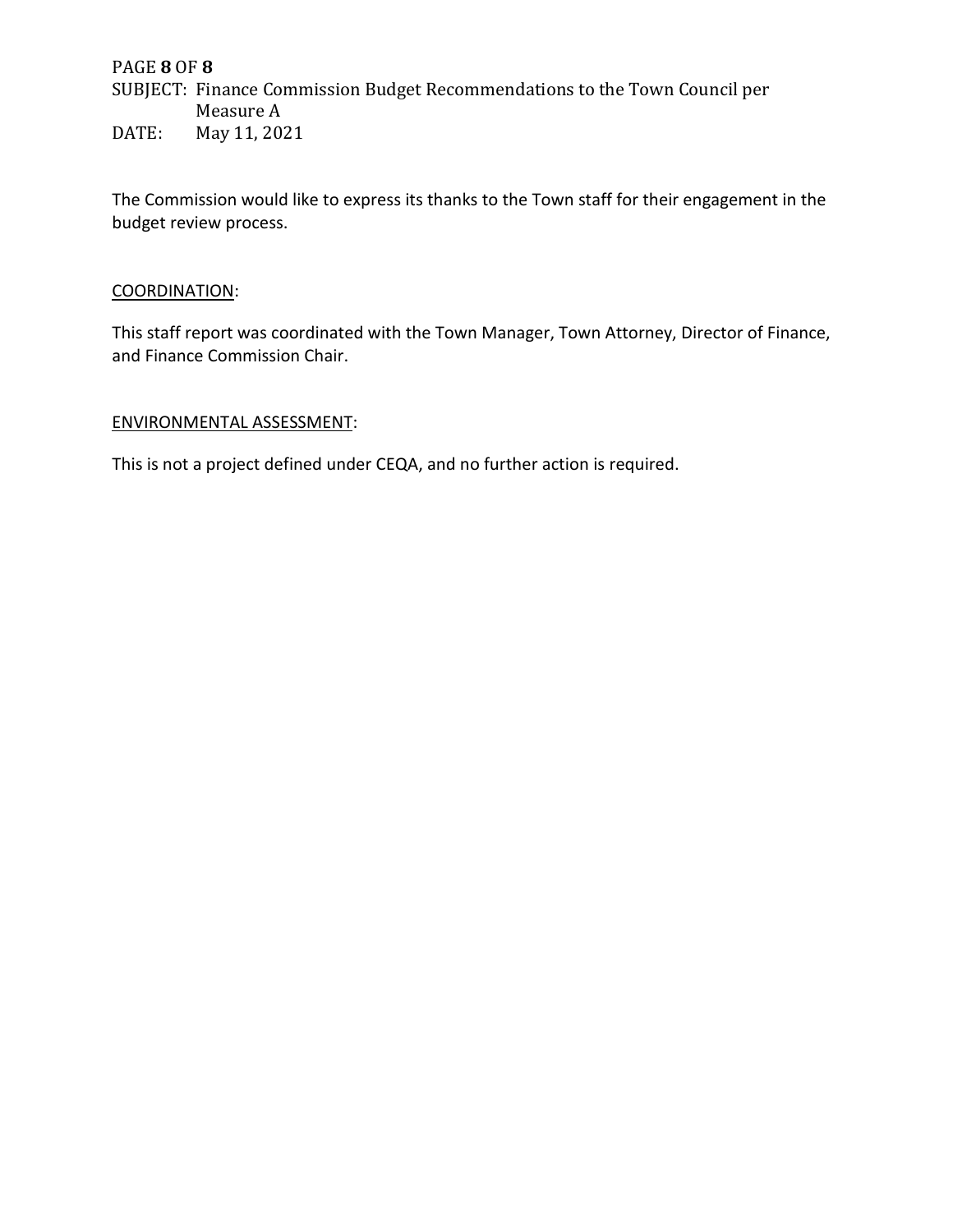The Commission would like to express its thanks to the Town staff for their engagement in the budget review process.

## COORDINATION:

This staff report was coordinated with the Town Manager, Town Attorney, Director of Finance, and Finance Commission Chair.

## ENVIRONMENTAL ASSESSMENT:

This is not a project defined under CEQA, and no further action is required.